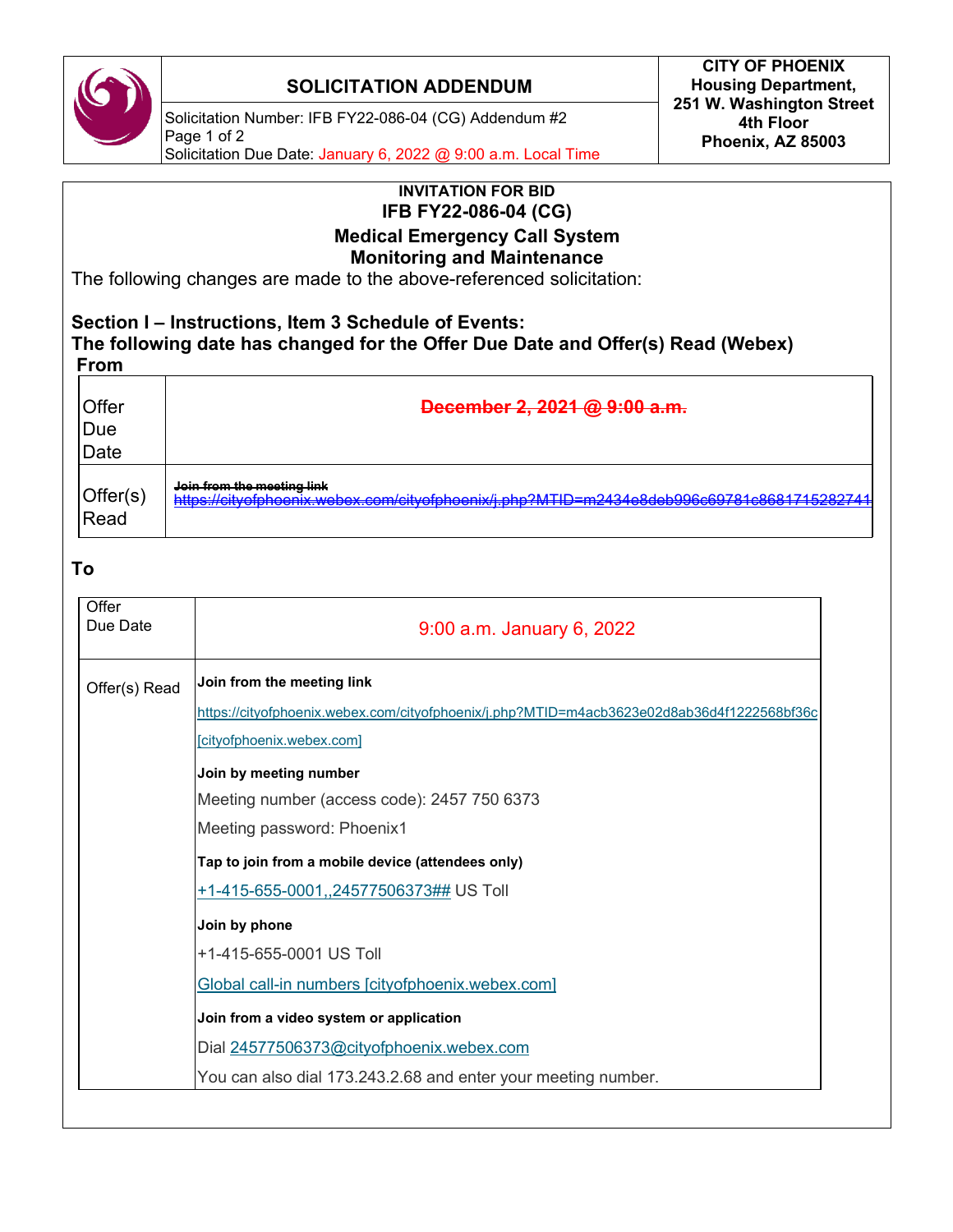| | SOLICITATION ADDENDUM | CITY OF PHOENIX Housing Department, 251 W. Washington Street 4th Floor Phoenix, AZ 85003 |
|---|---|---|
| | Solicitation Number: IFB FY22-086-04 (CG) Addendum #2<br>Page 1 of 2<br>Solicitation Due Date: January 6, 2022 @ 9:00 a.m. Local Time | |

**INVITATION FOR BID**

## IFB FY22-086-04 (CG)

## Medical Emergency Call System Monitoring and Maintenance

The following changes are made to the above-referenced solicitation:

### Section I – Instructions, Item 3 Schedule of Events:
### The following date has changed for the Offer Due Date and Offer(s) Read (Webex)

**From**

| | |
|---|---|
| Offer Due Date | ~~December 2, 2021 @ 9:00 a.m.~~ |
| Offer(s) Read | ~~**Join from the meeting link**~~<br>~~https://cityofphoenix.webex.com/cityofphoenix/j.php?MTID=m2434e8deb996c69781c8681715282741~~ |

**To**

| | |
|---|---|
| Offer Due Date | 9:00 a.m. January 6, 2022 |
| Offer(s) Read | **Join from the meeting link**<br>https://cityofphoenix.webex.com/cityofphoenix/j.php?MTID=m4acb3623e02d8ab36d4f1222568bf36c [cityofphoenix.webex.com]<br>**Join by meeting number**<br>Meeting number (access code): 2457 750 6373<br>Meeting password: Phoenix1<br>**Tap to join from a mobile device (attendees only)**<br>+1-415-655-0001,,24577506373## US Toll<br>**Join by phone**<br>+1-415-655-0001 US Toll<br>Global call-in numbers [cityofphoenix.webex.com]<br>**Join from a video system or application**<br>Dial 24577506373@cityofphoenix.webex.com<br>You can also dial 173.243.2.68 and enter your meeting number. |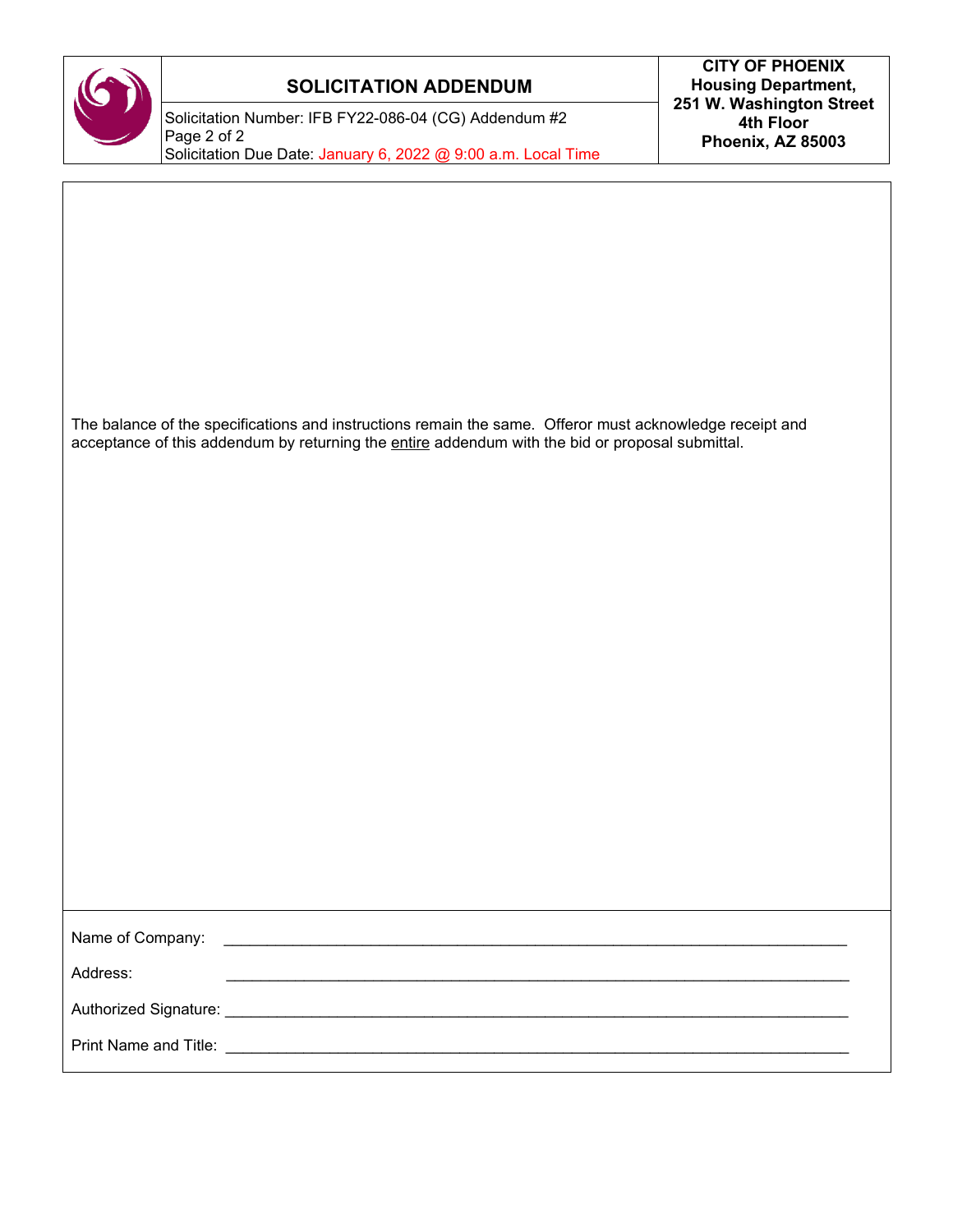The balance of the specifications and instructions remain the same. Offeror must acknowledge receipt and acceptance of this addendum by returning the <u>entire</u> addendum with the bid or proposal submittal.

Name of Company: ___________________________________________________________________________

Address: ___________________________________________________________________________

Authorized Signature: ___________________________________________________________________________

Print Name and Title: ___________________________________________________________________________